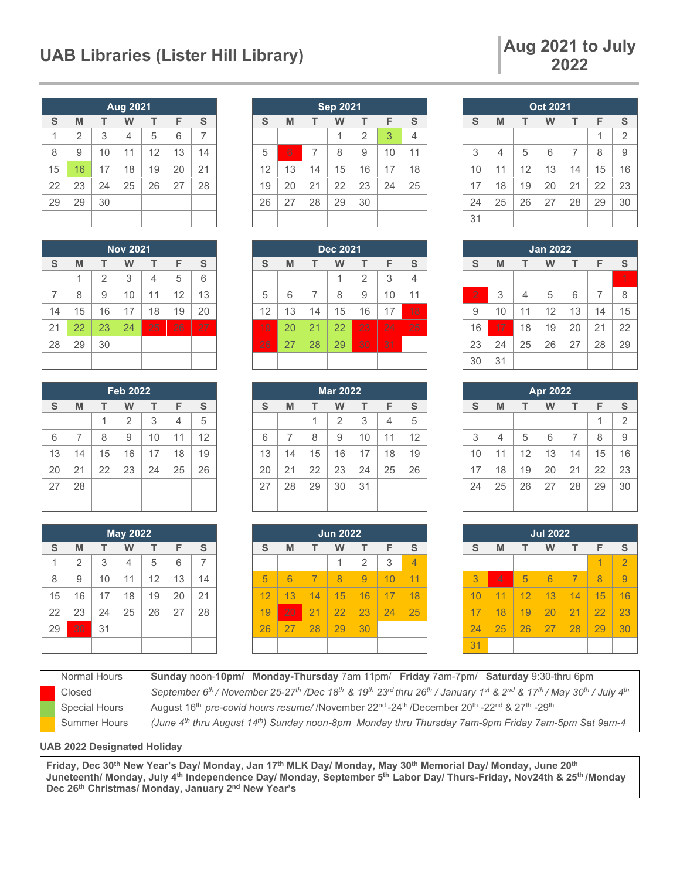# UAB Libraries (Lister Hill Library)

## Aug 2021 to July 2022

| Aug 2021 | | | | | | |
|---|---|---|---|---|---|---|
| S | M | T | W | T | F | S |
| 1 | 2 | 3 | 4 | 5 | 6 | 7 |
| 8 | 9 | 10 | 11 | 12 | 13 | 14 |
| 15 | 16 | 17 | 18 | 19 | 20 | 21 |
| 22 | 23 | 24 | 25 | 26 | 27 | 28 |
| 29 | 29 | 30 | | | | |

| Sep 2021 | | | | | | |
|---|---|---|---|---|---|---|
| S | M | T | W | T | F | S |
| | | | 1 | 2 | 3 | 4 |
| 5 | 6 | 7 | 8 | 9 | 10 | 11 |
| 12 | 13 | 14 | 15 | 16 | 17 | 18 |
| 19 | 20 | 21 | 22 | 23 | 24 | 25 |
| 26 | 27 | 28 | 29 | 30 | | |

| Oct 2021 | | | | | | |
|---|---|---|---|---|---|---|
| S | M | T | W | T | F | S |
| | | | | | 1 | 2 |
| 3 | 4 | 5 | 6 | 7 | 8 | 9 |
| 10 | 11 | 12 | 13 | 14 | 15 | 16 |
| 17 | 18 | 19 | 20 | 21 | 22 | 23 |
| 24 | 25 | 26 | 27 | 28 | 29 | 30 |
| 31 | | | | | | |

| Nov 2021 | | | | | | |
|---|---|---|---|---|---|---|
| S | M | T | W | T | F | S |
| | 1 | 2 | 3 | 4 | 5 | 6 |
| 7 | 8 | 9 | 10 | 11 | 12 | 13 |
| 14 | 15 | 16 | 17 | 18 | 19 | 20 |
| 21 | 22 | 23 | 24 | 25 | 26 | 27 |
| 28 | 29 | 30 | | | | |

| Dec 2021 | | | | | | |
|---|---|---|---|---|---|---|
| S | M | T | W | T | F | S |
| | | | 1 | 2 | 3 | 4 |
| 5 | 6 | 7 | 8 | 9 | 10 | 11 |
| 12 | 13 | 14 | 15 | 16 | 17 | 18 |
| 19 | 20 | 21 | 22 | 23 | 24 | 25 |
| 26 | 27 | 28 | 29 | 30 | 31 | |

| Jan 2022 | | | | | | |
|---|---|---|---|---|---|---|
| S | M | T | W | T | F | S |
| | | | | | | 1 |
| 2 | 3 | 4 | 5 | 6 | 7 | 8 |
| 9 | 10 | 11 | 12 | 13 | 14 | 15 |
| 16 | 17 | 18 | 19 | 20 | 21 | 22 |
| 23 | 24 | 25 | 26 | 27 | 28 | 29 |
| 30 | 31 | | | | | |

| Feb 2022 | | | | | | |
|---|---|---|---|---|---|---|
| S | M | T | W | T | F | S |
| | | 1 | 2 | 3 | 4 | 5 |
| 6 | 7 | 8 | 9 | 10 | 11 | 12 |
| 13 | 14 | 15 | 16 | 17 | 18 | 19 |
| 20 | 21 | 22 | 23 | 24 | 25 | 26 |
| 27 | 28 | | | | | |

| Mar 2022 | | | | | | |
|---|---|---|---|---|---|---|
| S | M | T | W | T | F | S |
| | | 1 | 2 | 3 | 4 | 5 |
| 6 | 7 | 8 | 9 | 10 | 11 | 12 |
| 13 | 14 | 15 | 16 | 17 | 18 | 19 |
| 20 | 21 | 22 | 23 | 24 | 25 | 26 |
| 27 | 28 | 29 | 30 | 31 | | |

| Apr 2022 | | | | | | |
|---|---|---|---|---|---|---|
| S | M | T | W | T | F | S |
| | | | | | 1 | 2 |
| 3 | 4 | 5 | 6 | 7 | 8 | 9 |
| 10 | 11 | 12 | 13 | 14 | 15 | 16 |
| 17 | 18 | 19 | 20 | 21 | 22 | 23 |
| 24 | 25 | 26 | 27 | 28 | 29 | 30 |

| May 2022 | | | | | | |
|---|---|---|---|---|---|---|
| S | M | T | W | T | F | S |
| 1 | 2 | 3 | 4 | 5 | 6 | 7 |
| 8 | 9 | 10 | 11 | 12 | 13 | 14 |
| 15 | 16 | 17 | 18 | 19 | 20 | 21 |
| 22 | 23 | 24 | 25 | 26 | 27 | 28 |
| 29 | 30 | 31 | | | | |

| Jun 2022 | | | | | | |
|---|---|---|---|---|---|---|
| S | M | T | W | T | F | S |
| | | | 1 | 2 | 3 | 4 |
| 5 | 6 | 7 | 8 | 9 | 10 | 11 |
| 12 | 13 | 14 | 15 | 16 | 17 | 18 |
| 19 | 20 | 21 | 22 | 23 | 24 | 25 |
| 26 | 27 | 28 | 29 | 30 | | |

| Jul 2022 | | | | | | |
|---|---|---|---|---|---|---|
| S | M | T | W | T | F | S |
| | | | | | 1 | 2 |
| 3 | 4 | 5 | 6 | 7 | 8 | 9 |
| 10 | 11 | 12 | 13 | 14 | 15 | 16 |
| 17 | 18 | 19 | 20 | 21 | 22 | 23 |
| 24 | 25 | 26 | 27 | 28 | 29 | 30 |
| 31 | | | | | | |

| Legend | Details |
|---|---|
| Normal Hours | **Sunday** noon-**10pm/** **Monday-Thursday** 7am 11pm/ **Friday** 7am-7pm/ **Saturday** 9:30-thru 6pm |
| Closed | *September 6th / November 25-27th /Dec 18th & 19th 23rd thru 26th / January 1st & 2nd & 17th / May 30th / July 4th* |
| Special Hours | August 16th *pre-covid hours resume/* /November 22nd -24th /December 20th -22nd & 27th -29th |
| Summer Hours | *(June 4th thru August 14th) Sunday noon-8pm Monday thru Thursday 7am-9pm Friday 7am-5pm Sat 9am-4* |

**UAB 2022 Designated Holiday**

**Friday, Dec 30th New Year's Day/ Monday, Jan 17th MLK Day/ Monday, May 30th Memorial Day/ Monday, June 20th Juneteenth/ Monday, July 4th Independence Day/ Monday, September 5th Labor Day/ Thurs-Friday, Nov24th & 25th /Monday Dec 26th Christmas/ Monday, January 2nd New Year's**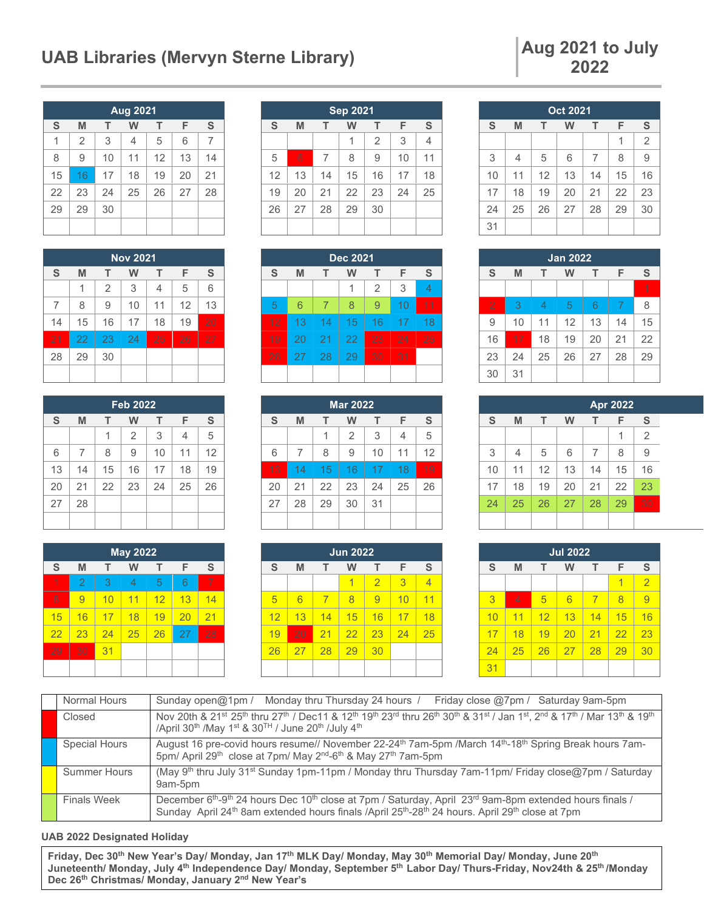# UAB Libraries (Mervyn Sterne Library)

## Aug 2021 to July 2022

**Aug 2021**

| S | M | T | W | T | F | S |
|---|---|---|---|---|---|---|
| 1 | 2 | 3 | 4 | 5 | 6 | 7 |
| 8 | 9 | 10 | 11 | 12 | 13 | 14 |
| 15 | 16 | 17 | 18 | 19 | 20 | 21 |
| 22 | 23 | 24 | 25 | 26 | 27 | 28 |
| 29 | 29 | 30 | | | | |

**Sep 2021**

| S | M | T | W | T | F | S |
|---|---|---|---|---|---|---|
| | | | 1 | 2 | 3 | 4 |
| 5 | 6 | 7 | 8 | 9 | 10 | 11 |
| 12 | 13 | 14 | 15 | 16 | 17 | 18 |
| 19 | 20 | 21 | 22 | 23 | 24 | 25 |
| 26 | 27 | 28 | 29 | 30 | | |

**Oct 2021**

| S | M | T | W | T | F | S |
|---|---|---|---|---|---|---|
| | | | | | 1 | 2 |
| 3 | 4 | 5 | 6 | 7 | 8 | 9 |
| 10 | 11 | 12 | 13 | 14 | 15 | 16 |
| 17 | 18 | 19 | 20 | 21 | 22 | 23 |
| 24 | 25 | 26 | 27 | 28 | 29 | 30 |
| 31 | | | | | | |

**Nov 2021**

| S | M | T | W | T | F | S |
|---|---|---|---|---|---|---|
| | 1 | 2 | 3 | 4 | 5 | 6 |
| 7 | 8 | 9 | 10 | 11 | 12 | 13 |
| 14 | 15 | 16 | 17 | 18 | 19 | 20 |
| 21 | 22 | 23 | 24 | 25 | 26 | 27 |
| 28 | 29 | 30 | | | | |

**Dec 2021**

| S | M | T | W | T | F | S |
|---|---|---|---|---|---|---|
| | | | 1 | 2 | 3 | 4 |
| 5 | 6 | 7 | 8 | 9 | 10 | 11 |
| 12 | 13 | 14 | 15 | 16 | 17 | 18 |
| 19 | 20 | 21 | 22 | 23 | 24 | 25 |
| 26 | 27 | 28 | 29 | 30 | 31 | |

**Jan 2022**

| S | M | T | W | T | F | S |
|---|---|---|---|---|---|---|
| | | | | | | 1 |
| 2 | 3 | 4 | 5 | 6 | 7 | 8 |
| 9 | 10 | 11 | 12 | 13 | 14 | 15 |
| 16 | 17 | 18 | 19 | 20 | 21 | 22 |
| 23 | 24 | 25 | 26 | 27 | 28 | 29 |
| 30 | 31 | | | | | |

**Feb 2022**

| S | M | T | W | T | F | S |
|---|---|---|---|---|---|---|
| | | 1 | 2 | 3 | 4 | 5 |
| 6 | 7 | 8 | 9 | 10 | 11 | 12 |
| 13 | 14 | 15 | 16 | 17 | 18 | 19 |
| 20 | 21 | 22 | 23 | 24 | 25 | 26 |
| 27 | 28 | | | | | |

**Mar 2022**

| S | M | T | W | T | F | S |
|---|---|---|---|---|---|---|
| | | 1 | 2 | 3 | 4 | 5 |
| 6 | 7 | 8 | 9 | 10 | 11 | 12 |
| 13 | 14 | 15 | 16 | 17 | 18 | 19 |
| 20 | 21 | 22 | 23 | 24 | 25 | 26 |
| 27 | 28 | 29 | 30 | 31 | | |

**Apr 2022**

| S | M | T | W | T | F | S |
|---|---|---|---|---|---|---|
| | | | | | 1 | 2 |
| 3 | 4 | 5 | 6 | 7 | 8 | 9 |
| 10 | 11 | 12 | 13 | 14 | 15 | 16 |
| 17 | 18 | 19 | 20 | 21 | 22 | 23 |
| 24 | 25 | 26 | 27 | 28 | 29 | 30 |

**May 2022**

| S | M | T | W | T | F | S |
|---|---|---|---|---|---|---|
| 1 | 2 | 3 | 4 | 5 | 6 | 7 |
| 8 | 9 | 10 | 11 | 12 | 13 | 14 |
| 15 | 16 | 17 | 18 | 19 | 20 | 21 |
| 22 | 23 | 24 | 25 | 26 | 27 | 28 |
| 29 | 30 | 31 | | | | |

**Jun 2022**

| S | M | T | W | T | F | S |
|---|---|---|---|---|---|---|
| | | | 1 | 2 | 3 | 4 |
| 5 | 6 | 7 | 8 | 9 | 10 | 11 |
| 12 | 13 | 14 | 15 | 16 | 17 | 18 |
| 19 | 20 | 21 | 22 | 23 | 24 | 25 |
| 26 | 27 | 28 | 29 | 30 | | |

**Jul 2022**

| S | M | T | W | T | F | S |
|---|---|---|---|---|---|---|
| | | | | | 1 | 2 |
| 3 | 4 | 5 | 6 | 7 | 8 | 9 |
| 10 | 11 | 12 | 13 | 14 | 15 | 16 |
| 17 | 18 | 19 | 20 | 21 | 22 | 23 |
| 24 | 25 | 26 | 27 | 28 | 29 | 30 |
| 31 | | | | | | |

| | | |
|---|---|---|
| | Normal Hours | Sunday open@1pm / Monday thru Thursday 24 hours / Friday close @7pm / Saturday 9am-5pm |
| | Closed | Nov 20th & 21st 25th thru 27th / Dec11 & 12th 19th 23rd thru 26th 30th & 31st / Jan 1st, 2nd & 17th / Mar 13th & 19th /April 30th /May 1st & 30TH / June 20th /July 4th |
| | Special Hours | August 16 pre-covid hours resume// November 22-24th 7am-5pm /March 14th-18th Spring Break hours 7am-5pm/ April 29th close at 7pm/ May 2nd-6th & May 27th 7am-5pm |
| | Summer Hours | (May 9th thru July 31st Sunday 1pm-11pm / Monday thru Thursday 7am-11pm/ Friday close@7pm / Saturday 9am-5pm |
| | Finals Week | December 6th-9th 24 hours Dec 10th close at 7pm / Saturday, April 23rd 9am-8pm extended hours finals / Sunday April 24th 8am extended hours finals /April 25th-28th 24 hours. April 29th close at 7pm |

**UAB 2022 Designated Holiday**

**Friday, Dec 30th New Year's Day/ Monday, Jan 17th MLK Day/ Monday, May 30th Memorial Day/ Monday, June 20th Juneteenth/ Monday, July 4th Independence Day/ Monday, September 5th Labor Day/ Thurs-Friday, Nov24th & 25th /Monday Dec 26th Christmas/ Monday, January 2nd New Year's**